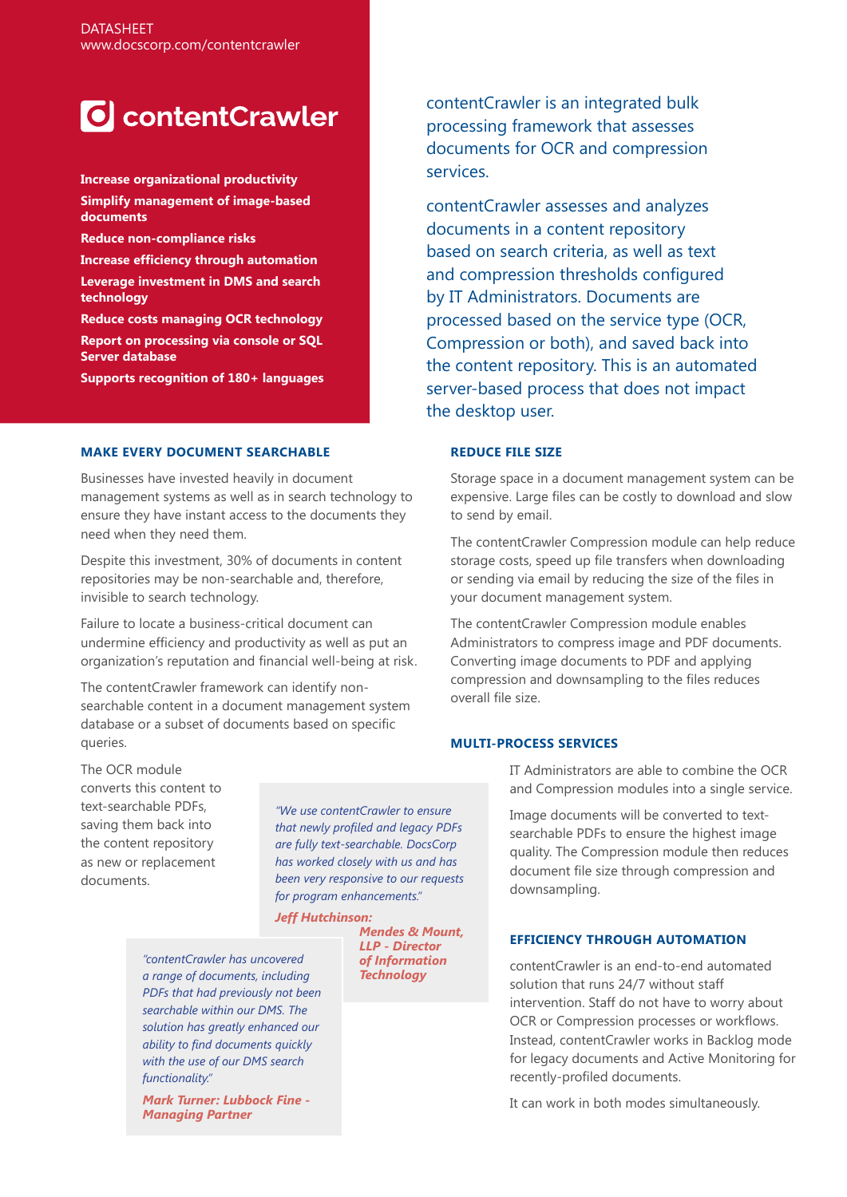DATASHEET
www.docscorp.com/contentcrawler

# contentCrawler

**Increase organizational productivity**

**Simplify management of image-based documents**

**Reduce non-compliance risks**

**Increase efficiency through automation**

**Leverage investment in DMS and search technology**

**Reduce costs managing OCR technology**

**Report on processing via console or SQL Server database**

**Supports recognition of 180+ languages**

contentCrawler is an integrated bulk processing framework that assesses documents for OCR and compression services.

contentCrawler assesses and analyzes documents in a content repository based on search criteria, as well as text and compression thresholds configured by IT Administrators. Documents are processed based on the service type (OCR, Compression or both), and saved back into the content repository. This is an automated server-based process that does not impact the desktop user.

## MAKE EVERY DOCUMENT SEARCHABLE

Businesses have invested heavily in document management systems as well as in search technology to ensure they have instant access to the documents they need when they need them.

Despite this investment, 30% of documents in content repositories may be non-searchable and, therefore, invisible to search technology.

Failure to locate a business-critical document can undermine efficiency and productivity as well as put an organization's reputation and financial well-being at risk.

The contentCrawler framework can identify non-searchable content in a document management system database or a subset of documents based on specific queries.

The OCR module converts this content to text-searchable PDFs, saving them back into the content repository as new or replacement documents.

> *"We use contentCrawler to ensure that newly profiled and legacy PDFs are fully text-searchable. DocsCorp has worked closely with us and has been very responsive to our requests for program enhancements."*
>
> ***Jeff Hutchinson: Mendes & Mount, LLP - Director of Information Technology***

> *"contentCrawler has uncovered a range of documents, including PDFs that had previously not been searchable within our DMS. The solution has greatly enhanced our ability to find documents quickly with the use of our DMS search functionality."*
>
> ***Mark Turner: Lubbock Fine - Managing Partner***

## REDUCE FILE SIZE

Storage space in a document management system can be expensive. Large files can be costly to download and slow to send by email.

The contentCrawler Compression module can help reduce storage costs, speed up file transfers when downloading or sending via email by reducing the size of the files in your document management system.

The contentCrawler Compression module enables Administrators to compress image and PDF documents. Converting image documents to PDF and applying compression and downsampling to the files reduces overall file size.

## MULTI-PROCESS SERVICES

IT Administrators are able to combine the OCR and Compression modules into a single service.

Image documents will be converted to text-searchable PDFs to ensure the highest image quality. The Compression module then reduces document file size through compression and downsampling.

## EFFICIENCY THROUGH AUTOMATION

contentCrawler is an end-to-end automated solution that runs 24/7 without staff intervention. Staff do not have to worry about OCR or Compression processes or workflows. Instead, contentCrawler works in Backlog mode for legacy documents and Active Monitoring for recently-profiled documents.

It can work in both modes simultaneously.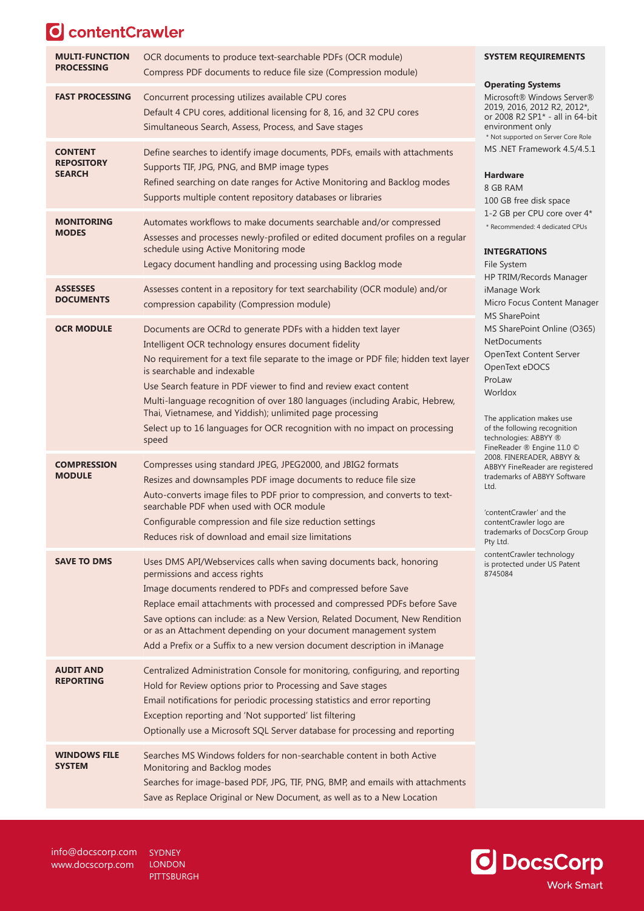# contentCrawler

| | |
|---|---|
| **MULTI-FUNCTION PROCESSING** | OCR documents to produce text-searchable PDFs (OCR module)<br>Compress PDF documents to reduce file size (Compression module) |
| **FAST PROCESSING** | Concurrent processing utilizes available CPU cores<br>Default 4 CPU cores, additional licensing for 8, 16, and 32 CPU cores<br>Simultaneous Search, Assess, Process, and Save stages |
| **CONTENT REPOSITORY SEARCH** | Define searches to identify image documents, PDFs, emails with attachments<br>Supports TIF, JPG, PNG, and BMP image types<br>Refined searching on date ranges for Active Monitoring and Backlog modes<br>Supports multiple content repository databases or libraries |
| **MONITORING MODES** | Automates workflows to make documents searchable and/or compressed<br>Assesses and processes newly-profiled or edited document profiles on a regular schedule using Active Monitoring mode<br>Legacy document handling and processing using Backlog mode |
| **ASSESSES DOCUMENTS** | Assesses content in a repository for text searchability (OCR module) and/or compression capability (Compression module) |
| **OCR MODULE** | Documents are OCRd to generate PDFs with a hidden text layer<br>Intelligent OCR technology ensures document fidelity<br>No requirement for a text file separate to the image or PDF file; hidden text layer is searchable and indexable<br>Use Search feature in PDF viewer to find and review exact content<br>Multi-language recognition of over 180 languages (including Arabic, Hebrew, Thai, Vietnamese, and Yiddish); unlimited page processing<br>Select up to 16 languages for OCR recognition with no impact on processing speed |
| **COMPRESSION MODULE** | Compresses using standard JPEG, JPEG2000, and JBIG2 formats<br>Resizes and downsamples PDF image documents to reduce file size<br>Auto-converts image files to PDF prior to compression, and converts to text-searchable PDF when used with OCR module<br>Configurable compression and file size reduction settings<br>Reduces risk of download and email size limitations |
| **SAVE TO DMS** | Uses DMS API/Webservices calls when saving documents back, honoring permissions and access rights<br>Image documents rendered to PDFs and compressed before Save<br>Replace email attachments with processed and compressed PDFs before Save<br>Save options can include: as a New Version, Related Document, New Rendition or as an Attachment depending on your document management system<br>Add a Prefix or a Suffix to a new version document description in iManage |
| **AUDIT AND REPORTING** | Centralized Administration Console for monitoring, configuring, and reporting<br>Hold for Review options prior to Processing and Save stages<br>Email notifications for periodic processing statistics and error reporting<br>Exception reporting and 'Not supported' list filtering<br>Optionally use a Microsoft SQL Server database for processing and reporting |
| **WINDOWS FILE SYSTEM** | Searches MS Windows folders for non-searchable content in both Active Monitoring and Backlog modes<br>Searches for image-based PDF, JPG, TIF, PNG, BMP, and emails with attachments<br>Save as Replace Original or New Document, as well as to a New Location |

## SYSTEM REQUIREMENTS

### Operating Systems

Microsoft® Windows Server® 2019, 2016, 2012 R2, 2012*, or 2008 R2 SP1* - all in 64-bit environment only

\* Not supported on Server Core Role

MS .NET Framework 4.5/4.5.1

### Hardware

8 GB RAM

100 GB free disk space

1-2 GB per CPU core over 4*

\* Recommended: 4 dedicated CPUs

## INTEGRATIONS

File System
HP TRIM/Records Manager
iManage Work
Micro Focus Content Manager
MS SharePoint
MS SharePoint Online (O365)
NetDocuments
OpenText Content Server
OpenText eDOCS
ProLaw
Worldox

The application makes use of the following recognition technologies: ABBYY ® FineReader ® Engine 11.0 © 2008. FINEREADER, ABBYY & ABBYY FineReader are registered trademarks of ABBYY Software Ltd.

'contentCrawler' and the contentCrawler logo are trademarks of DocsCorp Group Pty Ltd.

contentCrawler technology is protected under US Patent 8745084

info@docscorp.com
www.docscorp.com

SYDNEY
LONDON
PITTSBURGH

DocsCorp
Work Smart